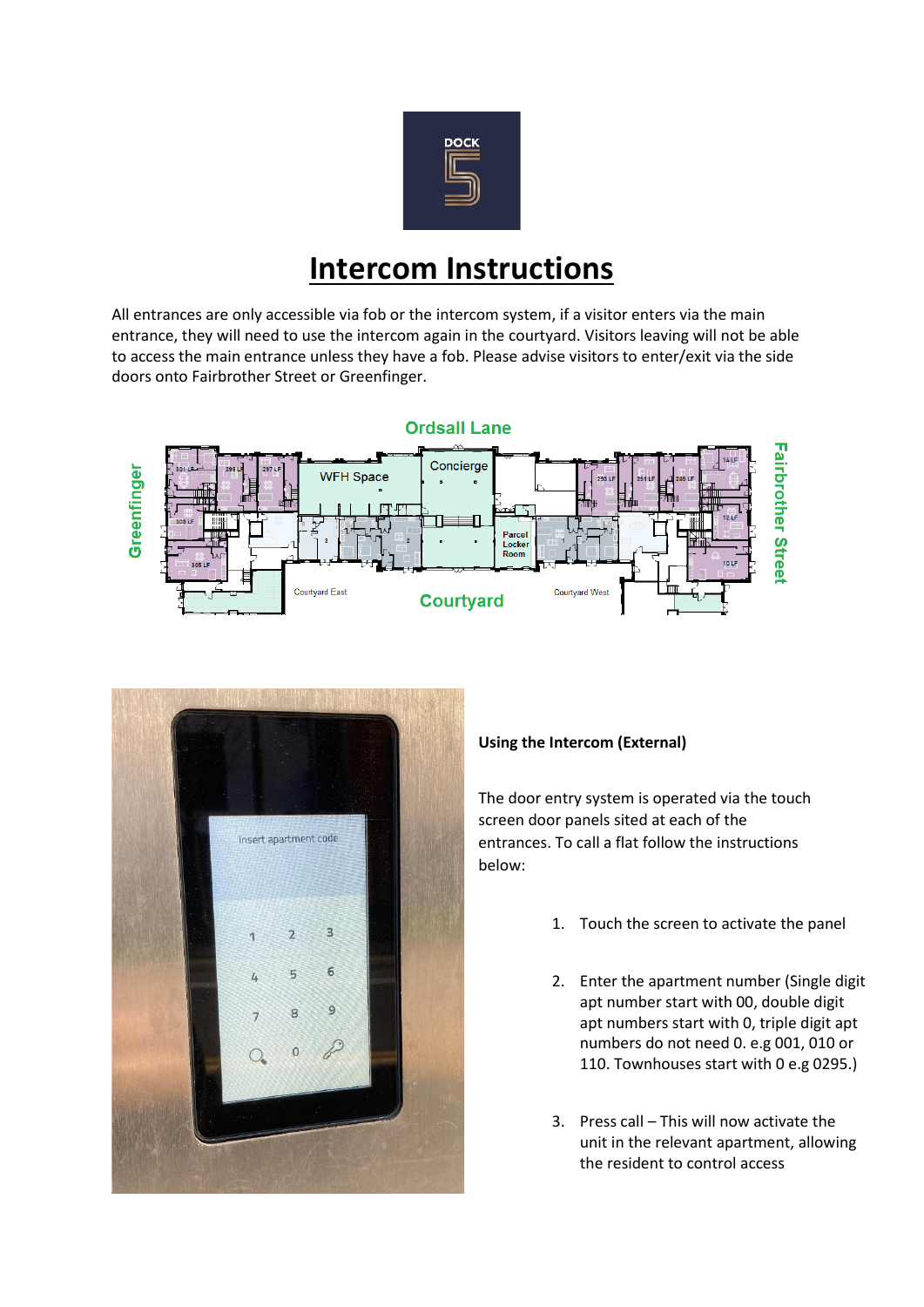# Intercom Instructions

All entrances are only accessible via fob or the intercom system, if a visitor enters via the main entrance, they will need to use the intercom again in the courtyard. Visitors leaving will not be able to access the main entrance unless they have a fob. Please advise visitors to enter/exit via the side doors onto Fairbrother Street or Greenfinger.

**Using the Intercom (External)**

The door entry system is operated via the touch screen door panels sited at each of the entrances. To call a flat follow the instructions below:

1. Touch the screen to activate the panel
2. Enter the apartment number (Single digit apt number start with 00, double digit apt numbers start with 0, triple digit apt numbers do not need 0. e.g 001, 010 or 110. Townhouses start with 0 e.g 0295.)
3. Press call – This will now activate the unit in the relevant apartment, allowing the resident to control access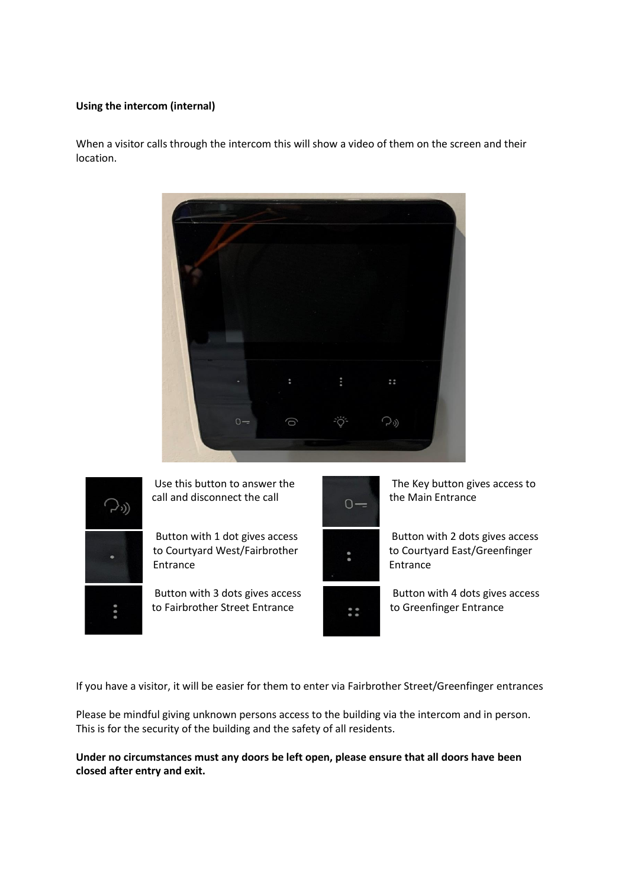**Using the intercom (internal)**

When a visitor calls through the intercom this will show a video of them on the screen and their location.

Use this button to answer the call and disconnect the call

The Key button gives access to the Main Entrance

Button with 1 dot gives access to Courtyard West/Fairbrother Entrance

Button with 2 dots gives access to Courtyard East/Greenfinger Entrance

Button with 3 dots gives access to Fairbrother Street Entrance

Button with 4 dots gives access to Greenfinger Entrance

If you have a visitor, it will be easier for them to enter via Fairbrother Street/Greenfinger entrances

Please be mindful giving unknown persons access to the building via the intercom and in person. This is for the security of the building and the safety of all residents.

**Under no circumstances must any doors be left open, please ensure that all doors have been closed after entry and exit.**